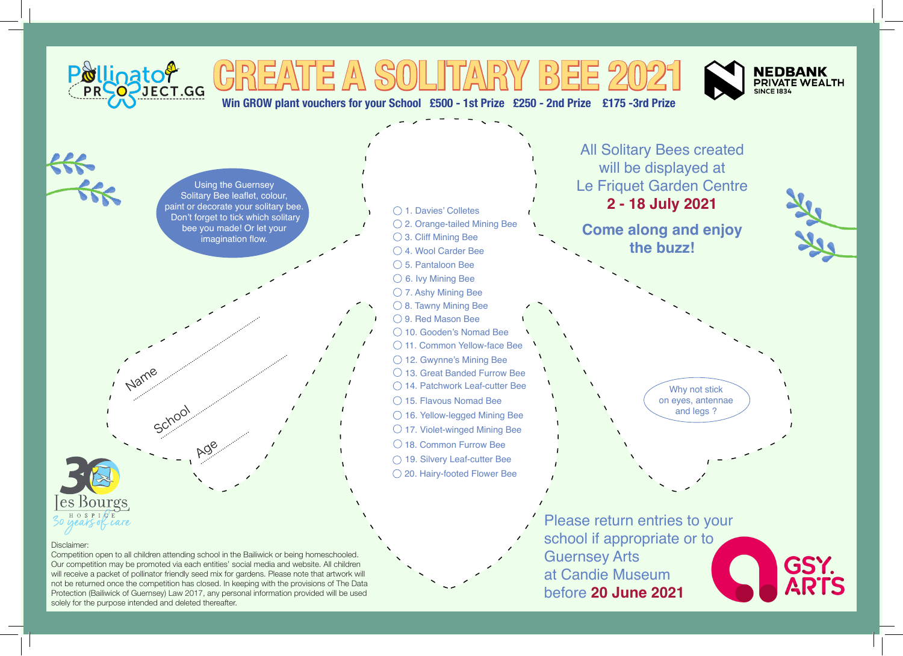Pollinator PROJECT.GG

# CREATE A SOLITARY BEE 2021

**Win GROW plant vouchers for your School £500 - 1st Prize £250 - 2nd Prize £175 -3rd Prize**

NEDBANK PRIVATE WEALTH SINCE 1834

Using the Guernsey Solitary Bee leaflet, colour, paint or decorate your solitary bee. Don't forget to tick which solitary bee you made! Or let your imagination flow.

Name ..............................

School ..............................

Age ..............................

- ◯ 1. Davies' Colletes
- ◯ 2. Orange-tailed Mining Bee
- ◯ 3. Cliff Mining Bee
- ◯ 4. Wool Carder Bee
- ◯ 5. Pantaloon Bee
- ◯ 6. Ivy Mining Bee
- ◯ 7. Ashy Mining Bee
- ◯ 8. Tawny Mining Bee
- ◯ 9. Red Mason Bee
- ◯ 10. Gooden's Nomad Bee
- ◯ 11. Common Yellow-face Bee
- ◯ 12. Gwynne's Mining Bee
- ◯ 13. Great Banded Furrow Bee
- ◯ 14. Patchwork Leaf-cutter Bee
- ◯ 15. Flavous Nomad Bee
- ◯ 16. Yellow-legged Mining Bee
- ◯ 17. Violet-winged Mining Bee
- ◯ 18. Common Furrow Bee
- ◯ 19. Silvery Leaf-cutter Bee
- ◯ 20. Hairy-footed Flower Bee

All Solitary Bees created will be displayed at Le Friquet Garden Centre **2 - 18 July 2021**

**Come along and enjoy the buzz!**

Why not stick on eyes, antennae and legs ?

Les Bourgs HOSPICE 30 years of care

Please return entries to your school if appropriate or to Guernsey Arts at Candie Museum before **20 June 2021**

GSY. ARTS

Disclaimer:
Competition open to all children attending school in the Bailiwick or being homeschooled. Our competition may be promoted via each entities' social media and website. All children will receive a packet of pollinator friendly seed mix for gardens. Please note that artwork will not be returned once the competition has closed. In keeping with the provisions of The Data Protection (Bailiwick of Guernsey) Law 2017, any personal information provided will be used solely for the purpose intended and deleted thereafter.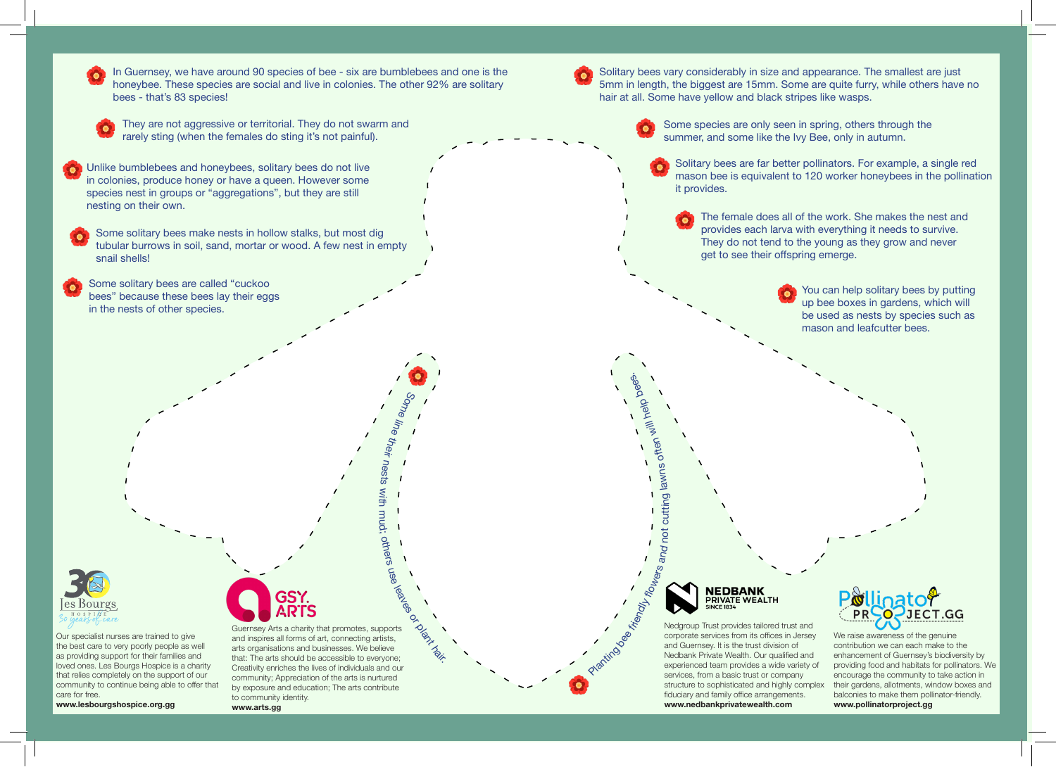In Guernsey, we have around 90 species of bee - six are bumblebees and one is the honeybee. These species are social and live in colonies. The other 92% are solitary bees - that's 83 species!

They are not aggressive or territorial. They do not swarm and rarely sting (when the females do sting it's not painful).

Unlike bumblebees and honeybees, solitary bees do not live in colonies, produce honey or have a queen. However some species nest in groups or "aggregations", but they are still nesting on their own.

Some solitary bees make nests in hollow stalks, but most dig tubular burrows in soil, sand, mortar or wood. A few nest in empty snail shells!

Some solitary bees are called "cuckoo bees" because these bees lay their eggs in the nests of other species.

Some line their nests with mud; others use leaves or plant hair.

Solitary bees vary considerably in size and appearance. The smallest are just 5mm in length, the biggest are 15mm. Some are quite furry, while others have no hair at all. Some have yellow and black stripes like wasps.

Some species are only seen in spring, others through the summer, and some like the Ivy Bee, only in autumn.

Solitary bees are far better pollinators. For example, a single red mason bee is equivalent to 120 worker honeybees in the pollination it provides.

The female does all of the work. She makes the nest and provides each larva with everything it needs to survive. They do not tend to the young as they grow and never get to see their offspring emerge.

You can help solitary bees by putting up bee boxes in gardens, which will be used as nests by species such as mason and leafcutter bees.

Planting bee friendly flowers and not cutting lawns often will help bees.

Les Bourgs Hospice – 30 years of care

Our specialist nurses are trained to give the best care to very poorly people as well as providing support for their families and loved ones. Les Bourgs Hospice is a charity that relies completely on the support of our community to continue being able to offer that care for free.
**www.lesbourgshospice.org.gg**

GSY. ARTS

Guernsey Arts a charity that promotes, supports and inspires all forms of art, connecting artists, arts organisations and businesses. We believe that: The arts should be accessible to everyone; Creativity enriches the lives of individuals and our community; Appreciation of the arts is nurtured by exposure and education; The arts contribute to community identity.
**www.arts.gg**

NEDBANK PRIVATE WEALTH SINCE 1834

Nedgroup Trust provides tailored trust and corporate services from its offices in Jersey and Guernsey. It is the trust division of Nedbank Private Wealth. Our qualified and experienced team provides a wide variety of services, from a basic trust or company structure to sophisticated and highly complex fiduciary and family office arrangements.
**www.nedbankprivatewealth.com**

Pollinator PROJECT.GG

We raise awareness of the genuine contribution we can each make to the enhancement of Guernsey's biodiversity by providing food and habitats for pollinators. We encourage the community to take action in their gardens, allotments, window boxes and balconies to make them pollinator-friendly.
**www.pollinatorproject.gg**